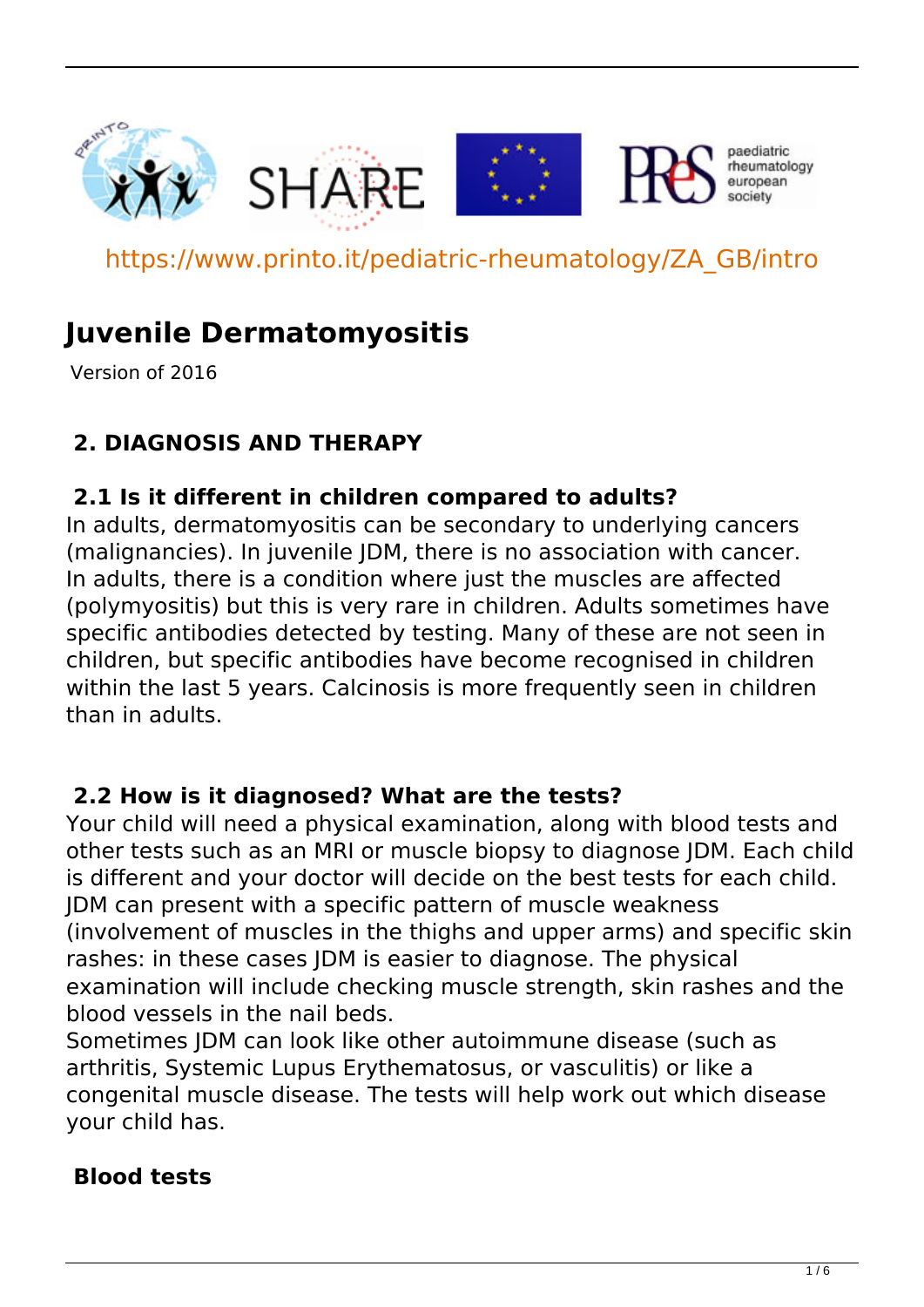https://www.printo.it/pediatric-rheumatology/ZA_GB/intro

# Juvenile Dermatomyositis

Version of 2016

## 2. DIAGNOSIS AND THERAPY

### 2.1 Is it different in children compared to adults?

In adults, dermatomyositis can be secondary to underlying cancers (malignancies). In juvenile JDM, there is no association with cancer. In adults, there is a condition where just the muscles are affected (polymyositis) but this is very rare in children. Adults sometimes have specific antibodies detected by testing. Many of these are not seen in children, but specific antibodies have become recognised in children within the last 5 years. Calcinosis is more frequently seen in children than in adults.

### 2.2 How is it diagnosed? What are the tests?

Your child will need a physical examination, along with blood tests and other tests such as an MRI or muscle biopsy to diagnose JDM. Each child is different and your doctor will decide on the best tests for each child. JDM can present with a specific pattern of muscle weakness (involvement of muscles in the thighs and upper arms) and specific skin rashes: in these cases JDM is easier to diagnose. The physical examination will include checking muscle strength, skin rashes and the blood vessels in the nail beds.

Sometimes JDM can look like other autoimmune disease (such as arthritis, Systemic Lupus Erythematosus, or vasculitis) or like a congenital muscle disease. The tests will help work out which disease your child has.

#### Blood tests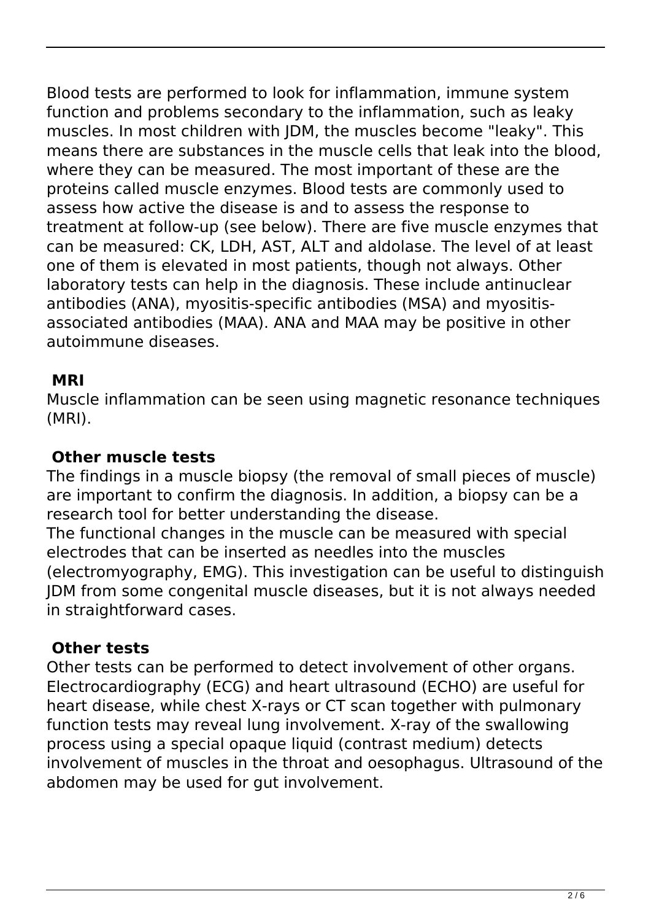Blood tests are performed to look for inflammation, immune system function and problems secondary to the inflammation, such as leaky muscles. In most children with JDM, the muscles become "leaky". This means there are substances in the muscle cells that leak into the blood, where they can be measured. The most important of these are the proteins called muscle enzymes. Blood tests are commonly used to assess how active the disease is and to assess the response to treatment at follow-up (see below). There are five muscle enzymes that can be measured: CK, LDH, AST, ALT and aldolase. The level of at least one of them is elevated in most patients, though not always. Other laboratory tests can help in the diagnosis. These include antinuclear antibodies (ANA), myositis-specific antibodies (MSA) and myositis-associated antibodies (MAA). ANA and MAA may be positive in other autoimmune diseases.

### MRI

Muscle inflammation can be seen using magnetic resonance techniques (MRI).

### Other muscle tests

The findings in a muscle biopsy (the removal of small pieces of muscle) are important to confirm the diagnosis. In addition, a biopsy can be a research tool for better understanding the disease.
The functional changes in the muscle can be measured with special electrodes that can be inserted as needles into the muscles (electromyography, EMG). This investigation can be useful to distinguish JDM from some congenital muscle diseases, but it is not always needed in straightforward cases.

### Other tests

Other tests can be performed to detect involvement of other organs. Electrocardiography (ECG) and heart ultrasound (ECHO) are useful for heart disease, while chest X-rays or CT scan together with pulmonary function tests may reveal lung involvement. X-ray of the swallowing process using a special opaque liquid (contrast medium) detects involvement of muscles in the throat and oesophagus. Ultrasound of the abdomen may be used for gut involvement.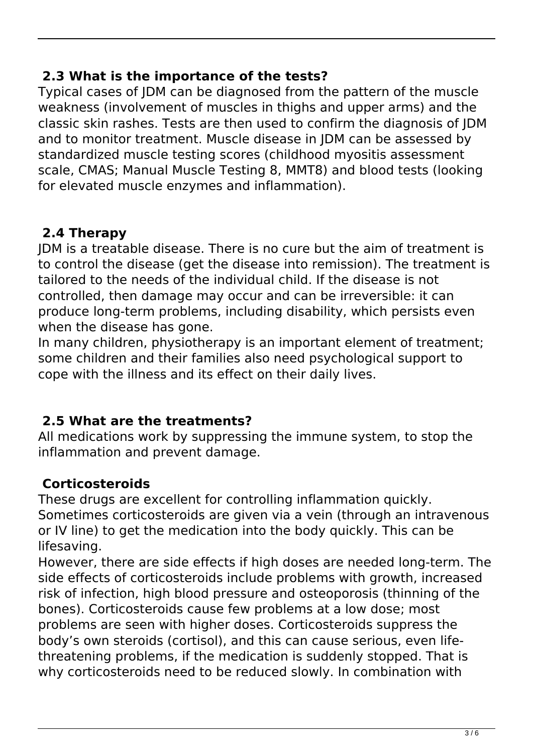## 2.3 What is the importance of the tests?

Typical cases of JDM can be diagnosed from the pattern of the muscle weakness (involvement of muscles in thighs and upper arms) and the classic skin rashes. Tests are then used to confirm the diagnosis of JDM and to monitor treatment. Muscle disease in JDM can be assessed by standardized muscle testing scores (childhood myositis assessment scale, CMAS; Manual Muscle Testing 8, MMT8) and blood tests (looking for elevated muscle enzymes and inflammation).

## 2.4 Therapy

JDM is a treatable disease. There is no cure but the aim of treatment is to control the disease (get the disease into remission). The treatment is tailored to the needs of the individual child. If the disease is not controlled, then damage may occur and can be irreversible: it can produce long-term problems, including disability, which persists even when the disease has gone.

In many children, physiotherapy is an important element of treatment; some children and their families also need psychological support to cope with the illness and its effect on their daily lives.

## 2.5 What are the treatments?

All medications work by suppressing the immune system, to stop the inflammation and prevent damage.

### Corticosteroids

These drugs are excellent for controlling inflammation quickly. Sometimes corticosteroids are given via a vein (through an intravenous or IV line) to get the medication into the body quickly. This can be lifesaving.

However, there are side effects if high doses are needed long-term. The side effects of corticosteroids include problems with growth, increased risk of infection, high blood pressure and osteoporosis (thinning of the bones). Corticosteroids cause few problems at a low dose; most problems are seen with higher doses. Corticosteroids suppress the body's own steroids (cortisol), and this can cause serious, even life-threatening problems, if the medication is suddenly stopped. That is why corticosteroids need to be reduced slowly. In combination with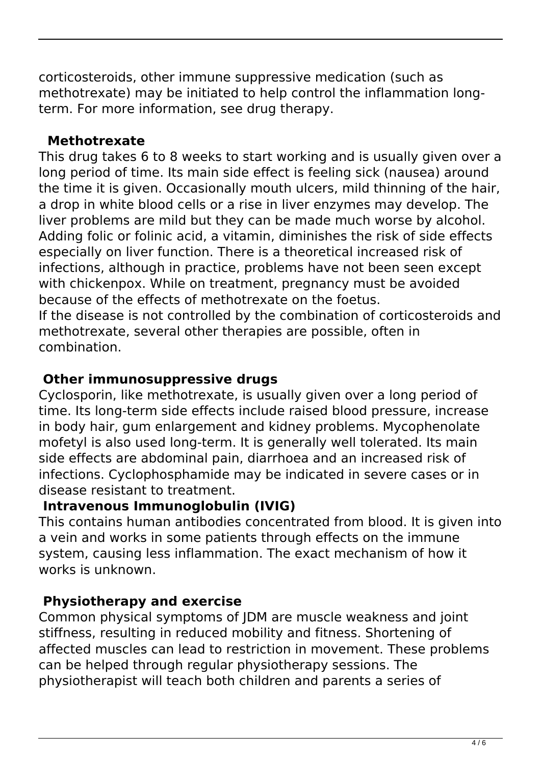corticosteroids, other immune suppressive medication (such as methotrexate) may be initiated to help control the inflammation long-term. For more information, see drug therapy.

### Methotrexate

This drug takes 6 to 8 weeks to start working and is usually given over a long period of time. Its main side effect is feeling sick (nausea) around the time it is given. Occasionally mouth ulcers, mild thinning of the hair, a drop in white blood cells or a rise in liver enzymes may develop. The liver problems are mild but they can be made much worse by alcohol. Adding folic or folinic acid, a vitamin, diminishes the risk of side effects especially on liver function. There is a theoretical increased risk of infections, although in practice, problems have not been seen except with chickenpox. While on treatment, pregnancy must be avoided because of the effects of methotrexate on the foetus.
If the disease is not controlled by the combination of corticosteroids and methotrexate, several other therapies are possible, often in combination.

### Other immunosuppressive drugs

Cyclosporin, like methotrexate, is usually given over a long period of time. Its long-term side effects include raised blood pressure, increase in body hair, gum enlargement and kidney problems. Mycophenolate mofetyl is also used long-term. It is generally well tolerated. Its main side effects are abdominal pain, diarrhoea and an increased risk of infections. Cyclophosphamide may be indicated in severe cases or in disease resistant to treatment.

### Intravenous Immunoglobulin (IVIG)

This contains human antibodies concentrated from blood. It is given into a vein and works in some patients through effects on the immune system, causing less inflammation. The exact mechanism of how it works is unknown.

### Physiotherapy and exercise

Common physical symptoms of JDM are muscle weakness and joint stiffness, resulting in reduced mobility and fitness. Shortening of affected muscles can lead to restriction in movement. These problems can be helped through regular physiotherapy sessions. The physiotherapist will teach both children and parents a series of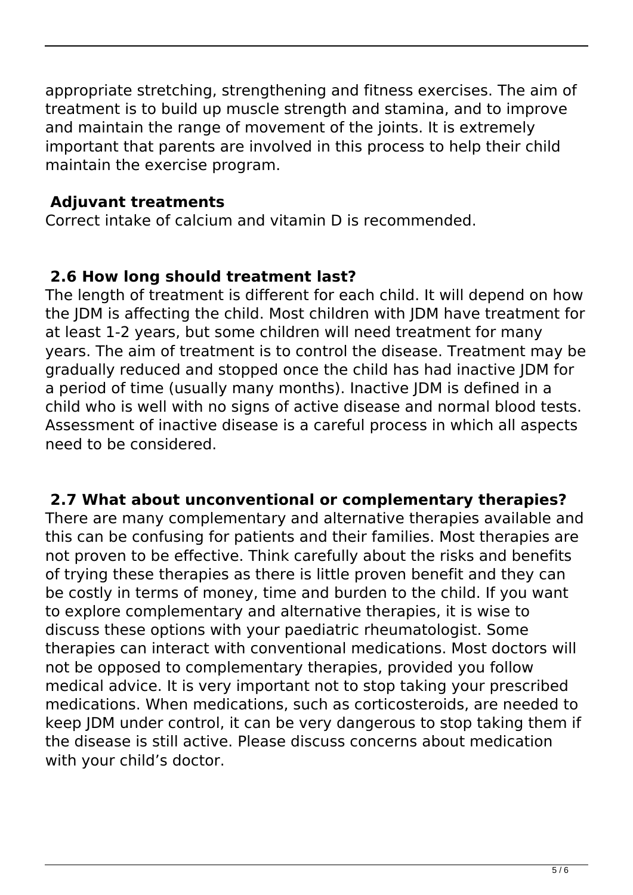appropriate stretching, strengthening and fitness exercises. The aim of treatment is to build up muscle strength and stamina, and to improve and maintain the range of movement of the joints. It is extremely important that parents are involved in this process to help their child maintain the exercise program.

### Adjuvant treatments

Correct intake of calcium and vitamin D is recommended.

## 2.6 How long should treatment last?

The length of treatment is different for each child. It will depend on how the JDM is affecting the child. Most children with JDM have treatment for at least 1-2 years, but some children will need treatment for many years. The aim of treatment is to control the disease. Treatment may be gradually reduced and stopped once the child has had inactive JDM for a period of time (usually many months). Inactive JDM is defined in a child who is well with no signs of active disease and normal blood tests. Assessment of inactive disease is a careful process in which all aspects need to be considered.

## 2.7 What about unconventional or complementary therapies?

There are many complementary and alternative therapies available and this can be confusing for patients and their families. Most therapies are not proven to be effective. Think carefully about the risks and benefits of trying these therapies as there is little proven benefit and they can be costly in terms of money, time and burden to the child. If you want to explore complementary and alternative therapies, it is wise to discuss these options with your paediatric rheumatologist. Some therapies can interact with conventional medications. Most doctors will not be opposed to complementary therapies, provided you follow medical advice. It is very important not to stop taking your prescribed medications. When medications, such as corticosteroids, are needed to keep JDM under control, it can be very dangerous to stop taking them if the disease is still active. Please discuss concerns about medication with your child’s doctor.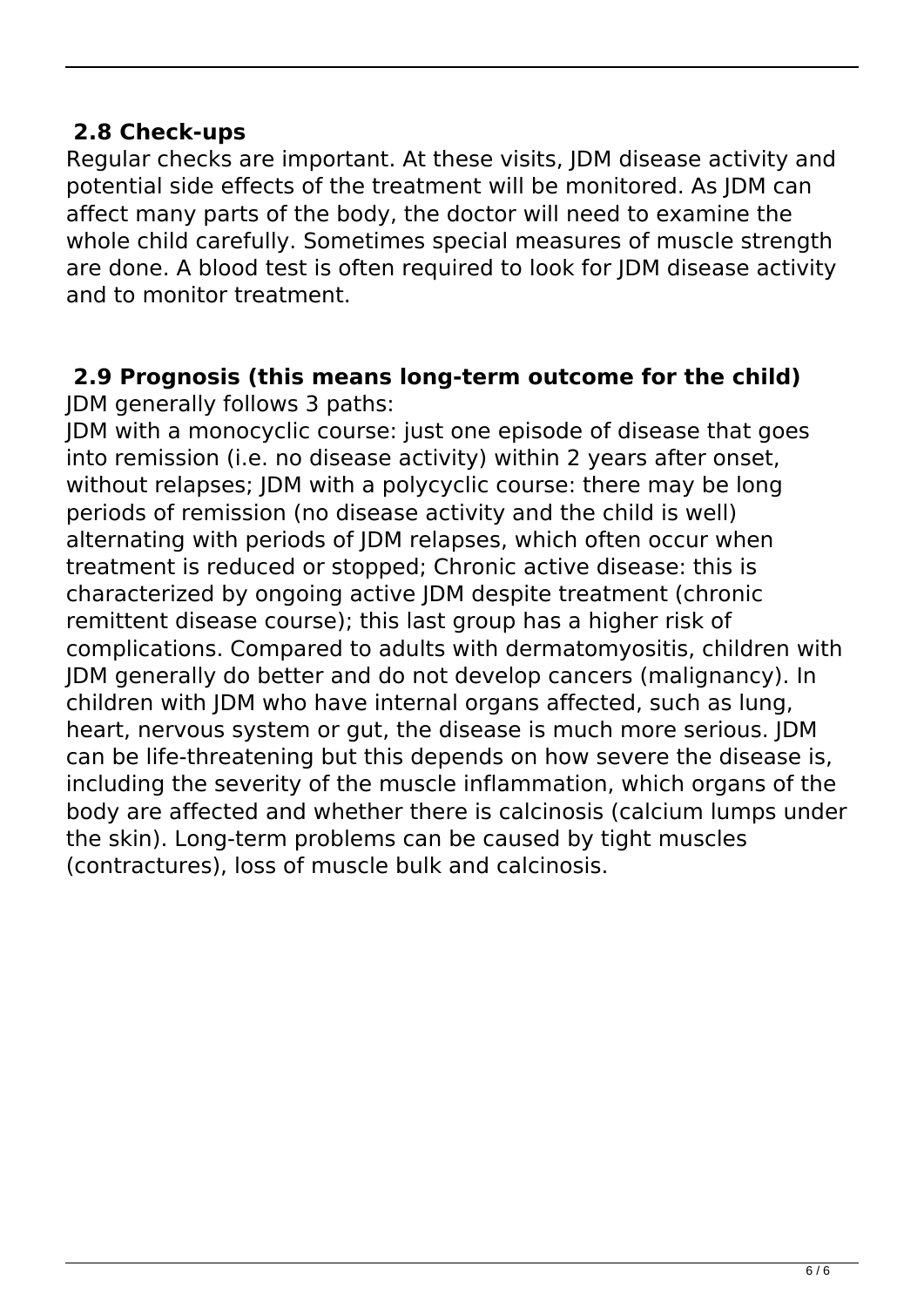## 2.8 Check-ups

Regular checks are important. At these visits, JDM disease activity and potential side effects of the treatment will be monitored. As JDM can affect many parts of the body, the doctor will need to examine the whole child carefully. Sometimes special measures of muscle strength are done. A blood test is often required to look for JDM disease activity and to monitor treatment.

## 2.9 Prognosis (this means long-term outcome for the child)

JDM generally follows 3 paths:
JDM with a monocyclic course: just one episode of disease that goes into remission (i.e. no disease activity) within 2 years after onset, without relapses; JDM with a polycyclic course: there may be long periods of remission (no disease activity and the child is well) alternating with periods of JDM relapses, which often occur when treatment is reduced or stopped; Chronic active disease: this is characterized by ongoing active JDM despite treatment (chronic remittent disease course); this last group has a higher risk of complications. Compared to adults with dermatomyositis, children with JDM generally do better and do not develop cancers (malignancy). In children with JDM who have internal organs affected, such as lung, heart, nervous system or gut, the disease is much more serious. JDM can be life-threatening but this depends on how severe the disease is, including the severity of the muscle inflammation, which organs of the body are affected and whether there is calcinosis (calcium lumps under the skin). Long-term problems can be caused by tight muscles (contractures), loss of muscle bulk and calcinosis.